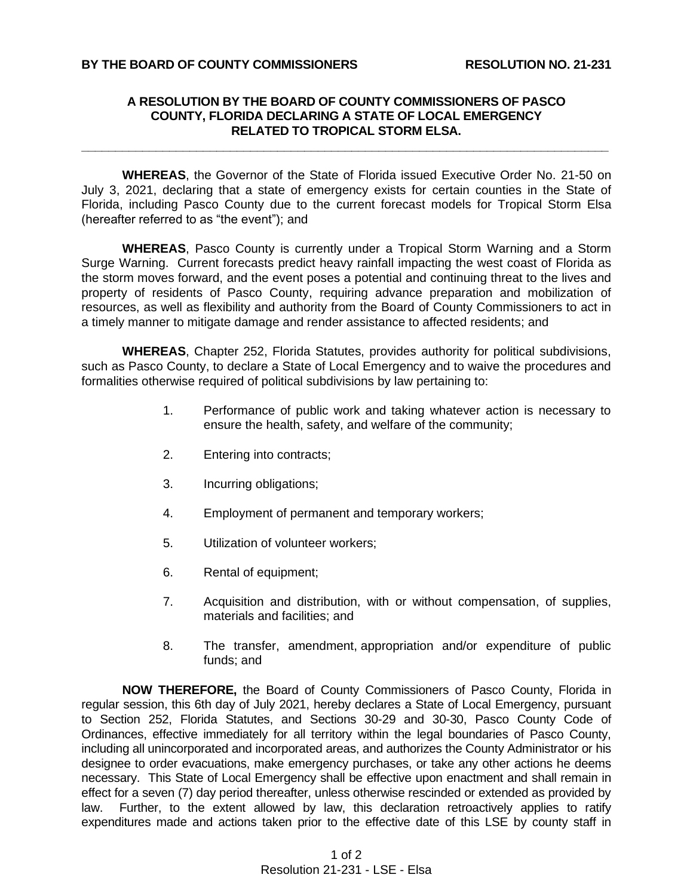**BY THE BOARD OF COUNTY COMMISSIONERS** **RESOLUTION NO. 21-231**

**A RESOLUTION BY THE BOARD OF COUNTY COMMISSIONERS OF PASCO COUNTY, FLORIDA DECLARING A STATE OF LOCAL EMERGENCY RELATED TO TROPICAL STORM ELSA.**

---

**WHEREAS**, the Governor of the State of Florida issued Executive Order No. 21-50 on July 3, 2021, declaring that a state of emergency exists for certain counties in the State of Florida, including Pasco County due to the current forecast models for Tropical Storm Elsa (hereafter referred to as "the event"); and

**WHEREAS**, Pasco County is currently under a Tropical Storm Warning and a Storm Surge Warning. Current forecasts predict heavy rainfall impacting the west coast of Florida as the storm moves forward, and the event poses a potential and continuing threat to the lives and property of residents of Pasco County, requiring advance preparation and mobilization of resources, as well as flexibility and authority from the Board of County Commissioners to act in a timely manner to mitigate damage and render assistance to affected residents; and

**WHEREAS**, Chapter 252, Florida Statutes, provides authority for political subdivisions, such as Pasco County, to declare a State of Local Emergency and to waive the procedures and formalities otherwise required of political subdivisions by law pertaining to:

1. Performance of public work and taking whatever action is necessary to ensure the health, safety, and welfare of the community;
2. Entering into contracts;
3. Incurring obligations;
4. Employment of permanent and temporary workers;
5. Utilization of volunteer workers;
6. Rental of equipment;
7. Acquisition and distribution, with or without compensation, of supplies, materials and facilities; and
8. The transfer, amendment, appropriation and/or expenditure of public funds; and

**NOW THEREFORE,** the Board of County Commissioners of Pasco County, Florida in regular session, this 6th day of July 2021, hereby declares a State of Local Emergency, pursuant to Section 252, Florida Statutes, and Sections 30-29 and 30-30, Pasco County Code of Ordinances, effective immediately for all territory within the legal boundaries of Pasco County, including all unincorporated and incorporated areas, and authorizes the County Administrator or his designee to order evacuations, make emergency purchases, or take any other actions he deems necessary. This State of Local Emergency shall be effective upon enactment and shall remain in effect for a seven (7) day period thereafter, unless otherwise rescinded or extended as provided by law. Further, to the extent allowed by law, this declaration retroactively applies to ratify expenditures made and actions taken prior to the effective date of this LSE by county staff in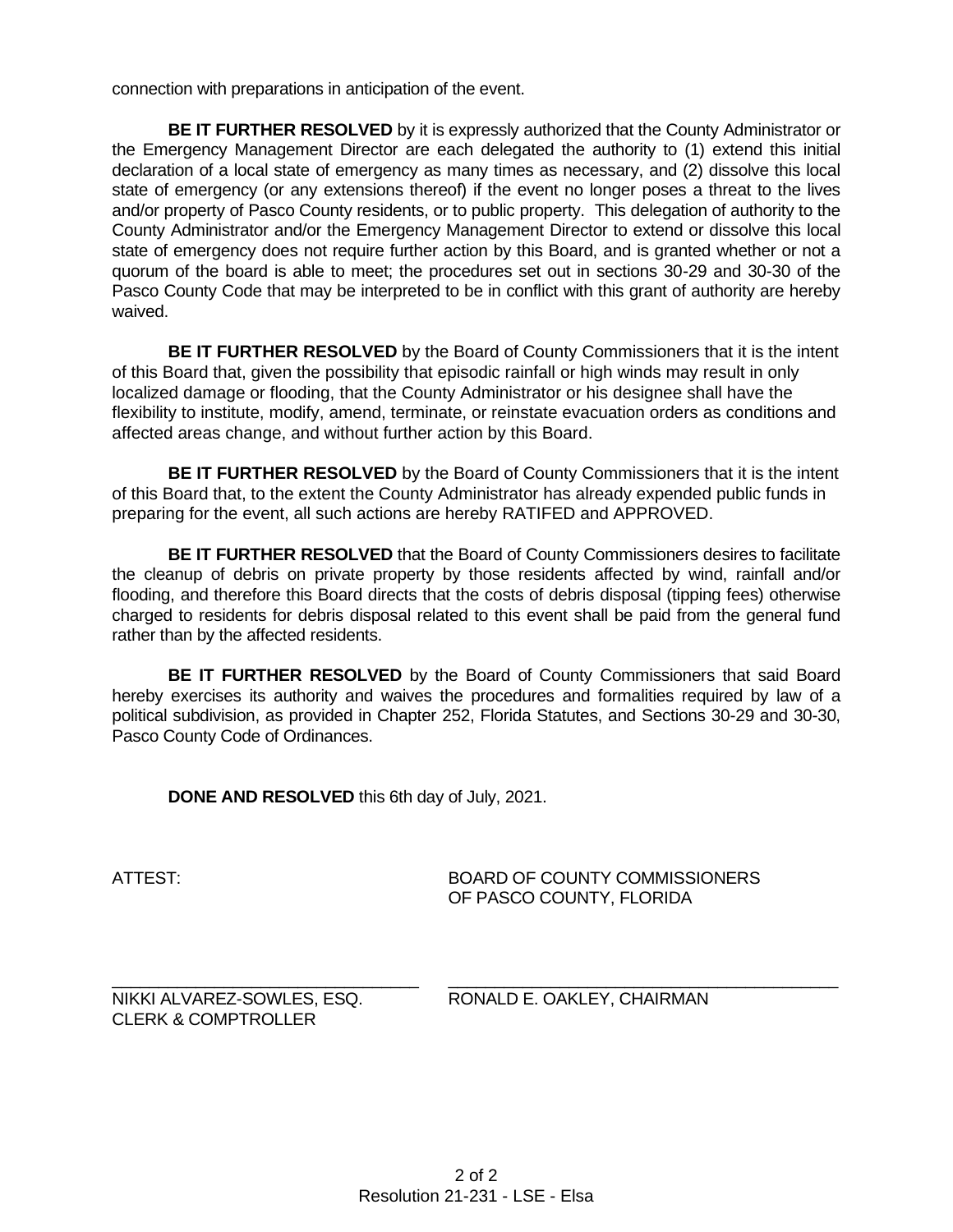connection with preparations in anticipation of the event.

**BE IT FURTHER RESOLVED** by it is expressly authorized that the County Administrator or the Emergency Management Director are each delegated the authority to (1) extend this initial declaration of a local state of emergency as many times as necessary, and (2) dissolve this local state of emergency (or any extensions thereof) if the event no longer poses a threat to the lives and/or property of Pasco County residents, or to public property. This delegation of authority to the County Administrator and/or the Emergency Management Director to extend or dissolve this local state of emergency does not require further action by this Board, and is granted whether or not a quorum of the board is able to meet; the procedures set out in sections 30-29 and 30-30 of the Pasco County Code that may be interpreted to be in conflict with this grant of authority are hereby waived.

**BE IT FURTHER RESOLVED** by the Board of County Commissioners that it is the intent of this Board that, given the possibility that episodic rainfall or high winds may result in only localized damage or flooding, that the County Administrator or his designee shall have the flexibility to institute, modify, amend, terminate, or reinstate evacuation orders as conditions and affected areas change, and without further action by this Board.

**BE IT FURTHER RESOLVED** by the Board of County Commissioners that it is the intent of this Board that, to the extent the County Administrator has already expended public funds in preparing for the event, all such actions are hereby RATIFED and APPROVED.

**BE IT FURTHER RESOLVED** that the Board of County Commissioners desires to facilitate the cleanup of debris on private property by those residents affected by wind, rainfall and/or flooding, and therefore this Board directs that the costs of debris disposal (tipping fees) otherwise charged to residents for debris disposal related to this event shall be paid from the general fund rather than by the affected residents.

**BE IT FURTHER RESOLVED** by the Board of County Commissioners that said Board hereby exercises its authority and waives the procedures and formalities required by law of a political subdivision, as provided in Chapter 252, Florida Statutes, and Sections 30-29 and 30-30, Pasco County Code of Ordinances.

**DONE AND RESOLVED** this 6th day of July, 2021.

ATTEST:

BOARD OF COUNTY COMMISSIONERS
OF PASCO COUNTY, FLORIDA

______________________________
NIKKI ALVAREZ-SOWLES, ESQ.
CLERK & COMPTROLLER

______________________________
RONALD E. OAKLEY, CHAIRMAN

Resolution 21-231 - LSE - Elsa